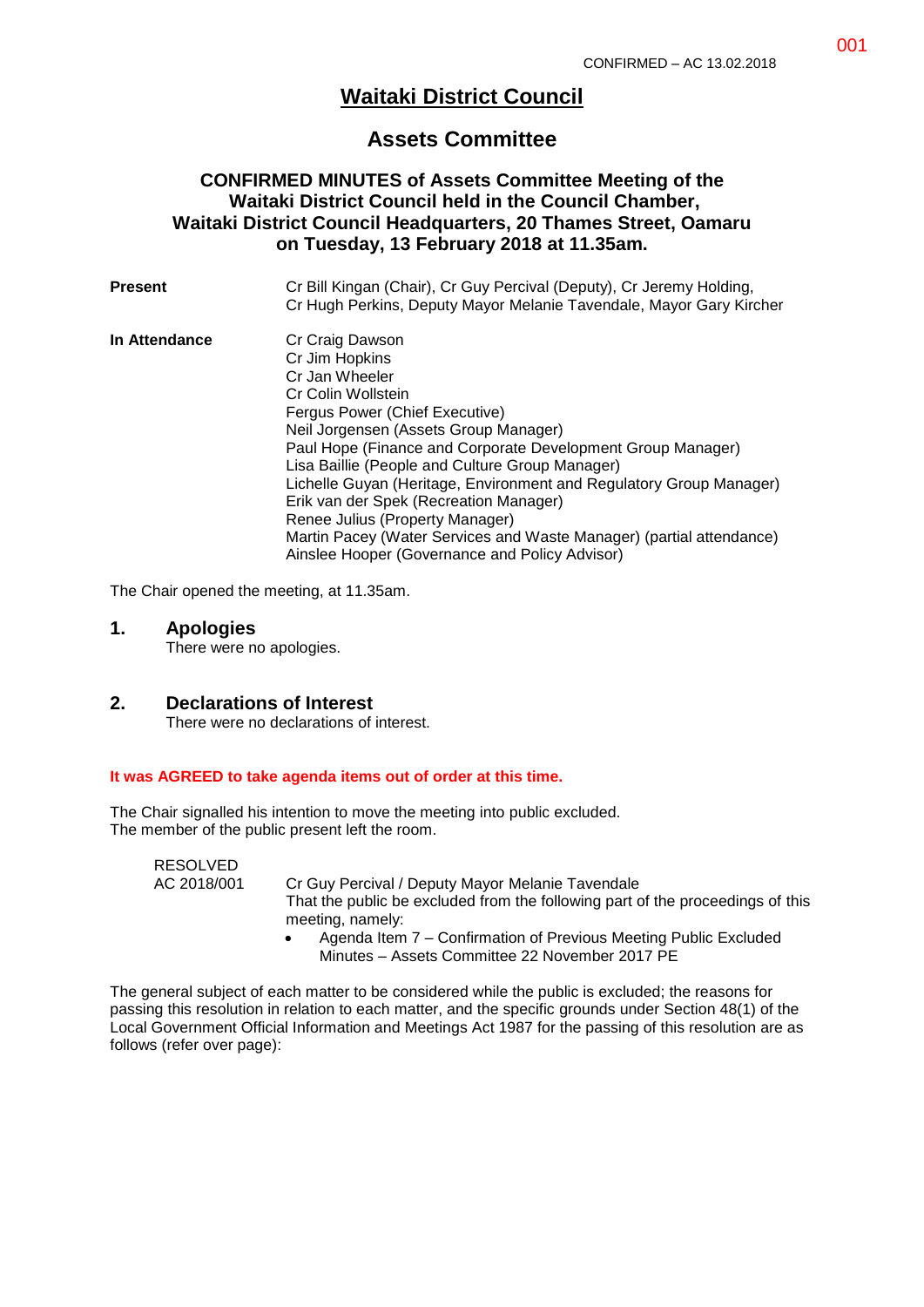CONFIRMED – AC 13.02.2018

# Waitaki District Council

## Assets Committee

### CONFIRMED MINUTES of Assets Committee Meeting of the Waitaki District Council held in the Council Chamber, Waitaki District Council Headquarters, 20 Thames Street, Oamaru on Tuesday, 13 February 2018 at 11.35am.

| | |
|---|---|
| **Present** | Cr Bill Kingan (Chair), Cr Guy Percival (Deputy), Cr Jeremy Holding, Cr Hugh Perkins, Deputy Mayor Melanie Tavendale, Mayor Gary Kircher |
| **In Attendance** | Cr Craig Dawson<br>Cr Jim Hopkins<br>Cr Jan Wheeler<br>Cr Colin Wollstein<br>Fergus Power (Chief Executive)<br>Neil Jorgensen (Assets Group Manager)<br>Paul Hope (Finance and Corporate Development Group Manager)<br>Lisa Baillie (People and Culture Group Manager)<br>Lichelle Guyan (Heritage, Environment and Regulatory Group Manager)<br>Erik van der Spek (Recreation Manager)<br>Renee Julius (Property Manager)<br>Martin Pacey (Water Services and Waste Manager) (partial attendance)<br>Ainslee Hooper (Governance and Policy Advisor) |

The Chair opened the meeting, at 11.35am.

## 1. Apologies

There were no apologies.

## 2. Declarations of Interest

There were no declarations of interest.

**It was AGREED to take agenda items out of order at this time.**

The Chair signalled his intention to move the meeting into public excluded.
The member of the public present left the room.

RESOLVED
AC 2018/001

Cr Guy Percival / Deputy Mayor Melanie Tavendale
That the public be excluded from the following part of the proceedings of this meeting, namely:

- Agenda Item 7 – Confirmation of Previous Meeting Public Excluded Minutes – Assets Committee 22 November 2017 PE

The general subject of each matter to be considered while the public is excluded; the reasons for passing this resolution in relation to each matter, and the specific grounds under Section 48(1) of the Local Government Official Information and Meetings Act 1987 for the passing of this resolution are as follows (refer over page):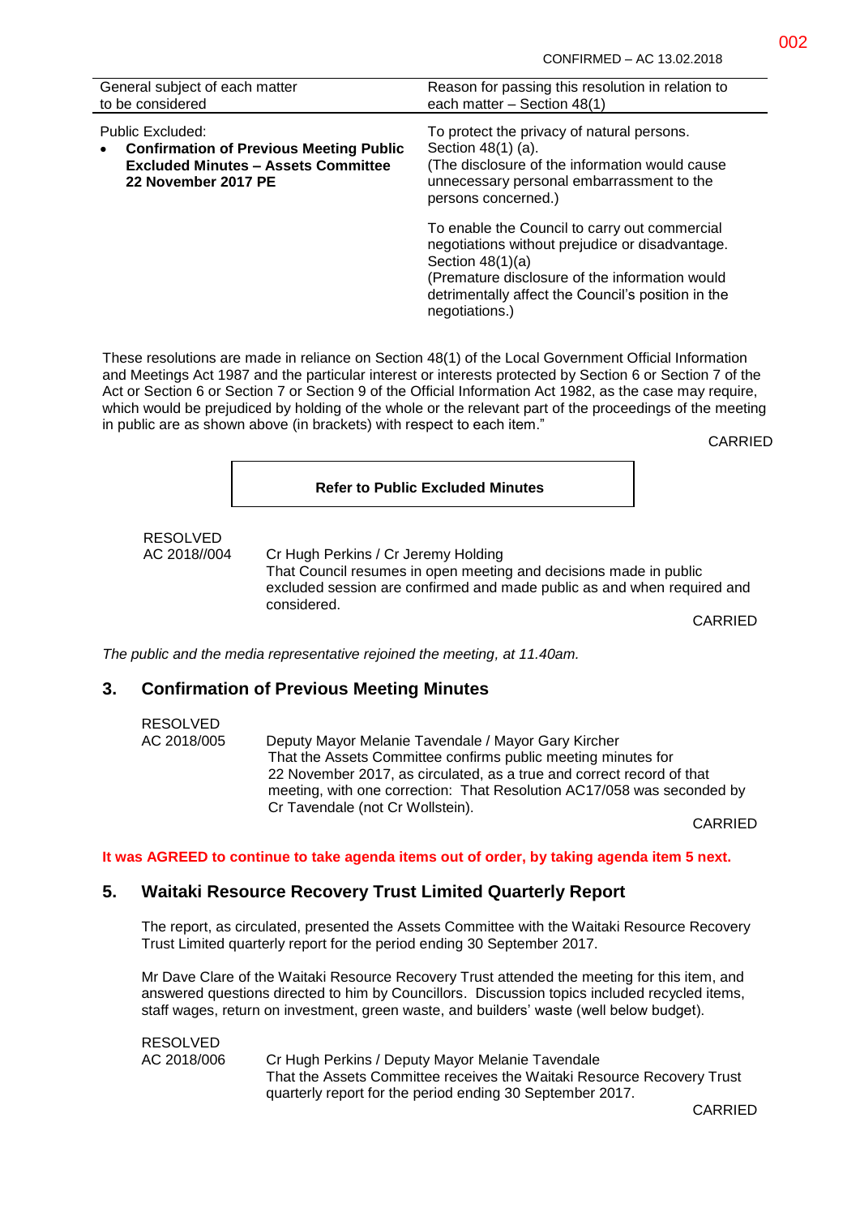| General subject of each matter to be considered | Reason for passing this resolution in relation to each matter – Section 48(1) |
|---|---|
| Public Excluded:<br>• **Confirmation of Previous Meeting Public Excluded Minutes – Assets Committee 22 November 2017 PE** | To protect the privacy of natural persons. Section 48(1) (a).<br>(The disclosure of the information would cause unnecessary personal embarrassment to the persons concerned.)<br><br>To enable the Council to carry out commercial negotiations without prejudice or disadvantage. Section 48(1)(a)<br>(Premature disclosure of the information would detrimentally affect the Council's position in the negotiations.) |

These resolutions are made in reliance on Section 48(1) of the Local Government Official Information and Meetings Act 1987 and the particular interest or interests protected by Section 6 or Section 7 of the Act or Section 6 or Section 7 or Section 9 of the Official Information Act 1982, as the case may require, which would be prejudiced by holding of the whole or the relevant part of the proceedings of the meeting in public are as shown above (in brackets) with respect to each item."

CARRIED

**Refer to Public Excluded Minutes**

RESOLVED
AC 2018//004

Cr Hugh Perkins / Cr Jeremy Holding
That Council resumes in open meeting and decisions made in public excluded session are confirmed and made public as and when required and considered.

CARRIED

*The public and the media representative rejoined the meeting, at 11.40am.*

## 3. Confirmation of Previous Meeting Minutes

RESOLVED
AC 2018/005

Deputy Mayor Melanie Tavendale / Mayor Gary Kircher
That the Assets Committee confirms public meeting minutes for 22 November 2017, as circulated, as a true and correct record of that meeting, with one correction: That Resolution AC17/058 was seconded by Cr Tavendale (not Cr Wollstein).

CARRIED

**It was AGREED to continue to take agenda items out of order, by taking agenda item 5 next.**

## 5. Waitaki Resource Recovery Trust Limited Quarterly Report

The report, as circulated, presented the Assets Committee with the Waitaki Resource Recovery Trust Limited quarterly report for the period ending 30 September 2017.

Mr Dave Clare of the Waitaki Resource Recovery Trust attended the meeting for this item, and answered questions directed to him by Councillors. Discussion topics included recycled items, staff wages, return on investment, green waste, and builders' waste (well below budget).

RESOLVED
AC 2018/006

Cr Hugh Perkins / Deputy Mayor Melanie Tavendale
That the Assets Committee receives the Waitaki Resource Recovery Trust quarterly report for the period ending 30 September 2017.

CARRIED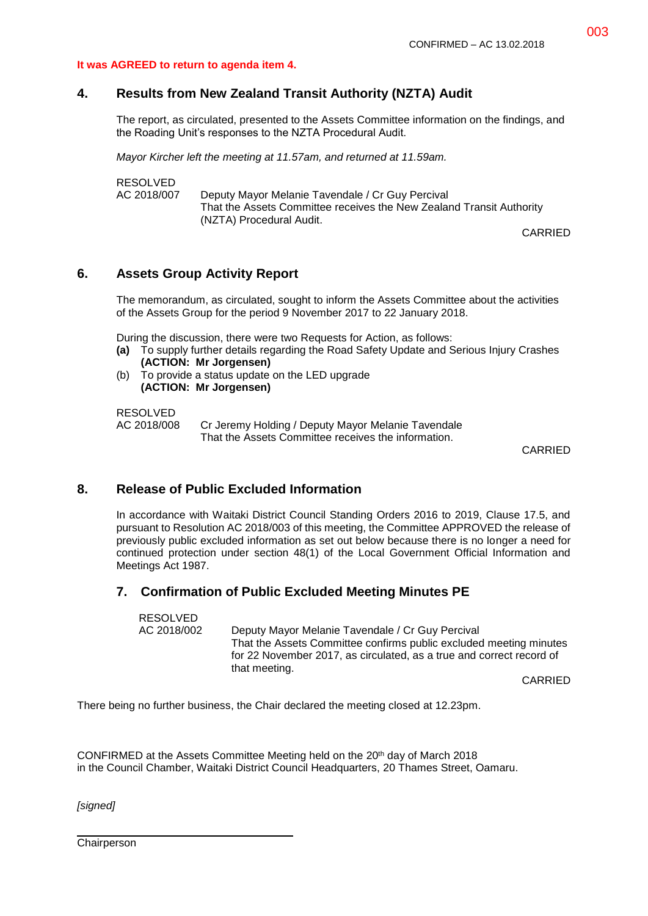**It was AGREED to return to agenda item 4.**

## 4. Results from New Zealand Transit Authority (NZTA) Audit

The report, as circulated, presented to the Assets Committee information on the findings, and the Roading Unit's responses to the NZTA Procedural Audit.

*Mayor Kircher left the meeting at 11.57am, and returned at 11.59am.*

RESOLVED
AC 2018/007 Deputy Mayor Melanie Tavendale / Cr Guy Percival
That the Assets Committee receives the New Zealand Transit Authority (NZTA) Procedural Audit.

CARRIED

## 6. Assets Group Activity Report

The memorandum, as circulated, sought to inform the Assets Committee about the activities of the Assets Group for the period 9 November 2017 to 22 January 2018.

During the discussion, there were two Requests for Action, as follows:

**(a)** To supply further details regarding the Road Safety Update and Serious Injury Crashes **(ACTION: Mr Jorgensen)**

(b) To provide a status update on the LED upgrade **(ACTION: Mr Jorgensen)**

RESOLVED
AC 2018/008 Cr Jeremy Holding / Deputy Mayor Melanie Tavendale
That the Assets Committee receives the information.

CARRIED

## 8. Release of Public Excluded Information

In accordance with Waitaki District Council Standing Orders 2016 to 2019, Clause 17.5, and pursuant to Resolution AC 2018/003 of this meeting, the Committee APPROVED the release of previously public excluded information as set out below because there is no longer a need for continued protection under section 48(1) of the Local Government Official Information and Meetings Act 1987.

### 7. Confirmation of Public Excluded Meeting Minutes PE

RESOLVED
AC 2018/002 Deputy Mayor Melanie Tavendale / Cr Guy Percival
That the Assets Committee confirms public excluded meeting minutes for 22 November 2017, as circulated, as a true and correct record of that meeting.

CARRIED

There being no further business, the Chair declared the meeting closed at 12.23pm.

CONFIRMED at the Assets Committee Meeting held on the 20th day of March 2018 in the Council Chamber, Waitaki District Council Headquarters, 20 Thames Street, Oamaru.

*[signed]*

Chairperson